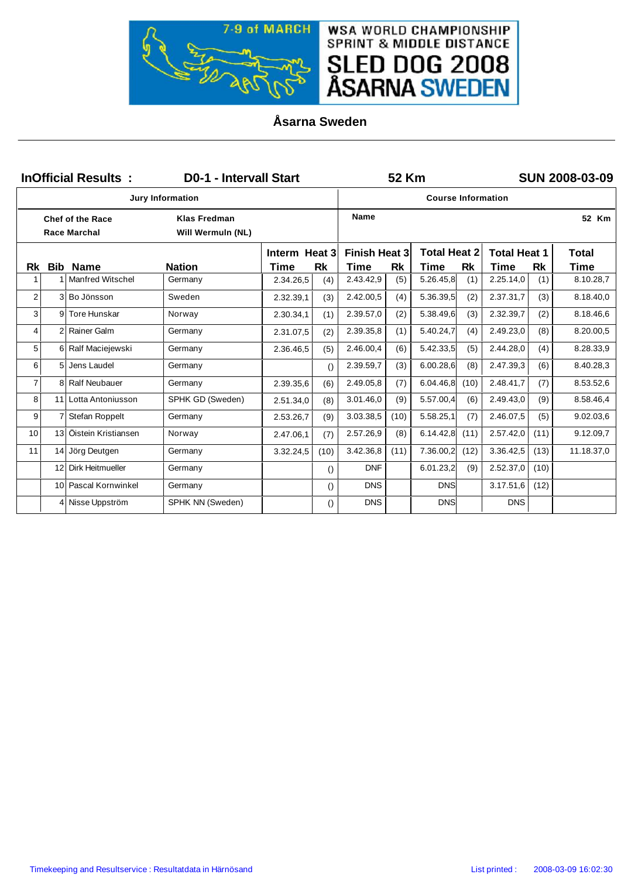7-9 of MARCH

WSA WORLD CHAMPIONSHIP SPRINT & MIDDLE DISTANCE

SLED DOG 2008 ÅSARNA SWEDEN

## Åsarna Sweden

**InOfficial Results : D0-1 - Intervall Start 52 Km SUN 2008-03-09**

| Jury Information | | Course Information | |
|---|---|---|---|
| Chef of the Race | Klas Fredman | Name | 52 Km |
| Race Marchal | Will Wermuln (NL) | | |

| Rk | Bib | Name | Nation | Interm Heat 3 Time | Rk | Finish Heat 3 Time | Rk | Total Heat 2 Time | Rk | Total Heat 1 Time | Rk | Total Time |
|---|---|---|---|---|---|---|---|---|---|---|---|---|
| 1 | 1 | Manfred Witschel | Germany | 2.34.26,5 | (4) | 2.43.42,9 | (5) | 5.26.45,8 | (1) | 2.25.14,0 | (1) | 8.10.28,7 |
| 2 | 3 | Bo Jönsson | Sweden | 2.32.39,1 | (3) | 2.42.00,5 | (4) | 5.36.39,5 | (2) | 2.37.31,7 | (3) | 8.18.40,0 |
| 3 | 9 | Tore Hunskar | Norway | 2.30.34,1 | (1) | 2.39.57,0 | (2) | 5.38.49,6 | (3) | 2.32.39,7 | (2) | 8.18.46,6 |
| 4 | 2 | Rainer Galm | Germany | 2.31.07,5 | (2) | 2.39.35,8 | (1) | 5.40.24,7 | (4) | 2.49.23,0 | (8) | 8.20.00,5 |
| 5 | 6 | Ralf Maciejewski | Germany | 2.36.46,5 | (5) | 2.46.00,4 | (6) | 5.42.33,5 | (5) | 2.44.28,0 | (4) | 8.28.33,9 |
| 6 | 5 | Jens Laudel | Germany | | () | 2.39.59,7 | (3) | 6.00.28,6 | (8) | 2.47.39,3 | (6) | 8.40.28,3 |
| 7 | 8 | Ralf Neubauer | Germany | 2.39.35,6 | (6) | 2.49.05,8 | (7) | 6.04.46,8 | (10) | 2.48.41,7 | (7) | 8.53.52,6 |
| 8 | 11 | Lotta Antoniusson | SPHK GD (Sweden) | 2.51.34,0 | (8) | 3.01.46,0 | (9) | 5.57.00,4 | (6) | 2.49.43,0 | (9) | 8.58.46,4 |
| 9 | 7 | Stefan Roppelt | Germany | 2.53.26,7 | (9) | 3.03.38,5 | (10) | 5.58.25,1 | (7) | 2.46.07,5 | (5) | 9.02.03,6 |
| 10 | 13 | Öistein Kristiansen | Norway | 2.47.06,1 | (7) | 2.57.26,9 | (8) | 6.14.42,8 | (11) | 2.57.42,0 | (11) | 9.12.09,7 |
| 11 | 14 | Jörg Deutgen | Germany | 3.32.24,5 | (10) | 3.42.36,8 | (11) | 7.36.00,2 | (12) | 3.36.42,5 | (13) | 11.18.37,0 |
| | 12 | Dirk Heitmueller | Germany | | () | DNF | | 6.01.23,2 | (9) | 2.52.37,0 | (10) | |
| | 10 | Pascal Kornwinkel | Germany | | () | DNS | | DNS | | 3.17.51,6 | (12) | |
| | 4 | Nisse Uppström | SPHK NN (Sweden) | | () | DNS | | DNS | | DNS | | |

Timekeeping and Resultservice : Resultatdata in Härnösand    List printed : 2008-03-09 16:02:30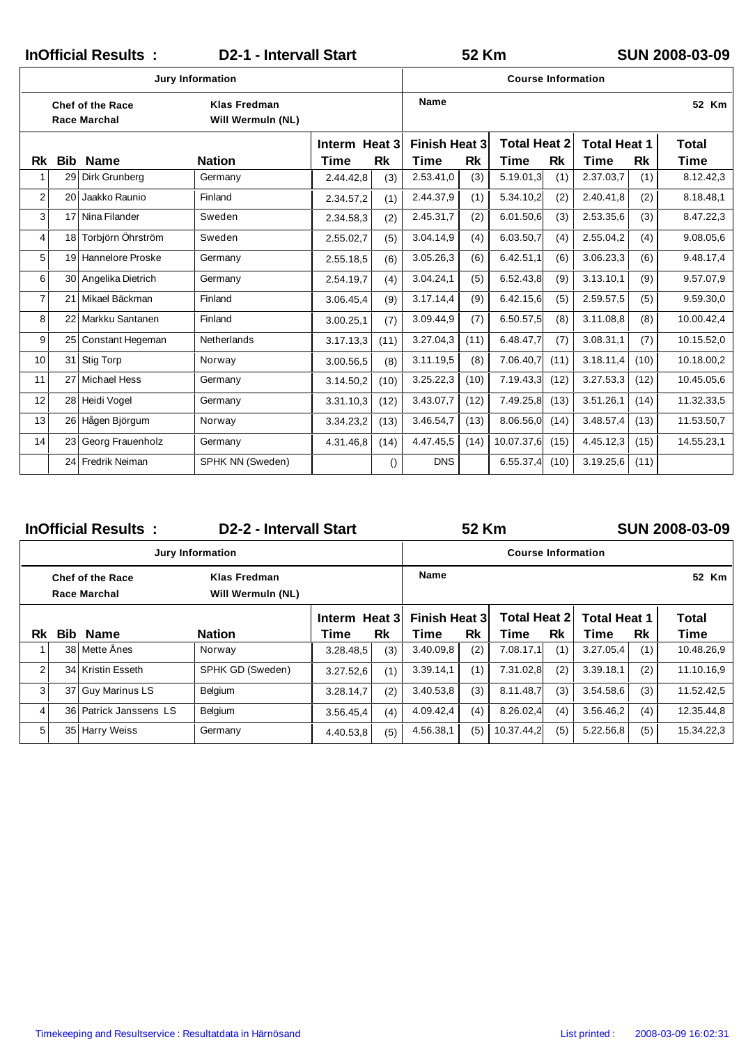## InOfficial Results : D2-1 - Intervall Start — 52 Km — SUN 2008-03-09

| Jury Information | | Course Information | |
|---|---|---|---|
| **Chef of the Race** | **Klas Fredman** | **Name** | **52 Km** |
| **Race Marchal** | **Will Wermuln (NL)** | | |

| Rk | Bib | Name | Nation | Interm Heat 3 Time | Interm Heat 3 Rk | Finish Heat 3 Time | Finish Heat 3 Rk | Total Heat 2 Time | Total Heat 2 Rk | Total Heat 1 Time | Total Heat 1 Rk | Total Time |
|---|---|---|---|---|---|---|---|---|---|---|---|---|
| 1 | 29 | Dirk Grunberg | Germany | 2.44.42,8 | (3) | 2.53.41,0 | (3) | 5.19.01,3 | (1) | 2.37.03,7 | (1) | 8.12.42,3 |
| 2 | 20 | Jaakko Raunio | Finland | 2.34.57,2 | (1) | 2.44.37,9 | (1) | 5.34.10,2 | (2) | 2.40.41,8 | (2) | 8.18.48,1 |
| 3 | 17 | Nina Filander | Sweden | 2.34.58,3 | (2) | 2.45.31,7 | (2) | 6.01.50,6 | (3) | 2.53.35,6 | (3) | 8.47.22,3 |
| 4 | 18 | Torbjörn Öhrström | Sweden | 2.55.02,7 | (5) | 3.04.14,9 | (4) | 6.03.50,7 | (4) | 2.55.04,2 | (4) | 9.08.05,6 |
| 5 | 19 | Hannelore Proske | Germany | 2.55.18,5 | (6) | 3.05.26,3 | (6) | 6.42.51,1 | (6) | 3.06.23,3 | (6) | 9.48.17,4 |
| 6 | 30 | Angelika Dietrich | Germany | 2.54.19,7 | (4) | 3.04.24,1 | (5) | 6.52.43,8 | (9) | 3.13.10,1 | (9) | 9.57.07,9 |
| 7 | 21 | Mikael Bäckman | Finland | 3.06.45,4 | (9) | 3.17.14,4 | (9) | 6.42.15,6 | (5) | 2.59.57,5 | (5) | 9.59.30,0 |
| 8 | 22 | Markku Santanen | Finland | 3.00.25,1 | (7) | 3.09.44,9 | (7) | 6.50.57,5 | (8) | 3.11.08,8 | (8) | 10.00.42,4 |
| 9 | 25 | Constant Hegeman | Netherlands | 3.17.13,3 | (11) | 3.27.04,3 | (11) | 6.48.47,7 | (7) | 3.08.31,1 | (7) | 10.15.52,0 |
| 10 | 31 | Stig Torp | Norway | 3.00.56,5 | (8) | 3.11.19,5 | (8) | 7.06.40,7 | (11) | 3.18.11,4 | (10) | 10.18.00,2 |
| 11 | 27 | Michael Hess | Germany | 3.14.50,2 | (10) | 3.25.22,3 | (10) | 7.19.43,3 | (12) | 3.27.53,3 | (12) | 10.45.05,6 |
| 12 | 28 | Heidi Vogel | Germany | 3.31.10,3 | (12) | 3.43.07,7 | (12) | 7.49.25,8 | (13) | 3.51.26,1 | (14) | 11.32.33,5 |
| 13 | 26 | Hågen Björgum | Norway | 3.34.23,2 | (13) | 3.46.54,7 | (13) | 8.06.56,0 | (14) | 3.48.57,4 | (13) | 11.53.50,7 |
| 14 | 23 | Georg Frauenholz | Germany | 4.31.46,8 | (14) | 4.47.45,5 | (14) | 10.07.37,6 | (15) | 4.45.12,3 | (15) | 14.55.23,1 |
| | 24 | Fredrik Neiman | SPHK NN (Sweden) | | () | DNS | | 6.55.37,4 | (10) | 3.19.25,6 | (11) | |

## InOfficial Results : D2-2 - Intervall Start — 52 Km — SUN 2008-03-09

| Jury Information | | Course Information | |
|---|---|---|---|
| **Chef of the Race** | **Klas Fredman** | **Name** | **52 Km** |
| **Race Marchal** | **Will Wermuln (NL)** | | |

| Rk | Bib | Name | Nation | Interm Heat 3 Time | Interm Heat 3 Rk | Finish Heat 3 Time | Finish Heat 3 Rk | Total Heat 2 Time | Total Heat 2 Rk | Total Heat 1 Time | Total Heat 1 Rk | Total Time |
|---|---|---|---|---|---|---|---|---|---|---|---|---|
| 1 | 38 | Mette Ånes | Norway | 3.28.48,5 | (3) | 3.40.09,8 | (2) | 7.08.17,1 | (1) | 3.27.05,4 | (1) | 10.48.26,9 |
| 2 | 34 | Kristin Esseth | SPHK GD (Sweden) | 3.27.52,6 | (1) | 3.39.14,1 | (1) | 7.31.02,8 | (2) | 3.39.18,1 | (2) | 11.10.16,9 |
| 3 | 37 | Guy Marinus LS | Belgium | 3.28.14,7 | (2) | 3.40.53,8 | (3) | 8.11.48,7 | (3) | 3.54.58,6 | (3) | 11.52.42,5 |
| 4 | 36 | Patrick Janssens LS | Belgium | 3.56.45,4 | (4) | 4.09.42,4 | (4) | 8.26.02,4 | (4) | 3.56.46,2 | (4) | 12.35.44,8 |
| 5 | 35 | Harry Weiss | Germany | 4.40.53,8 | (5) | 4.56.38,1 | (5) | 10.37.44,2 | (5) | 5.22.56,8 | (5) | 15.34.22,3 |

Timekeeping and Resultservice : Resultatdata in Härnösand — List printed : 2008-03-09 16:02:31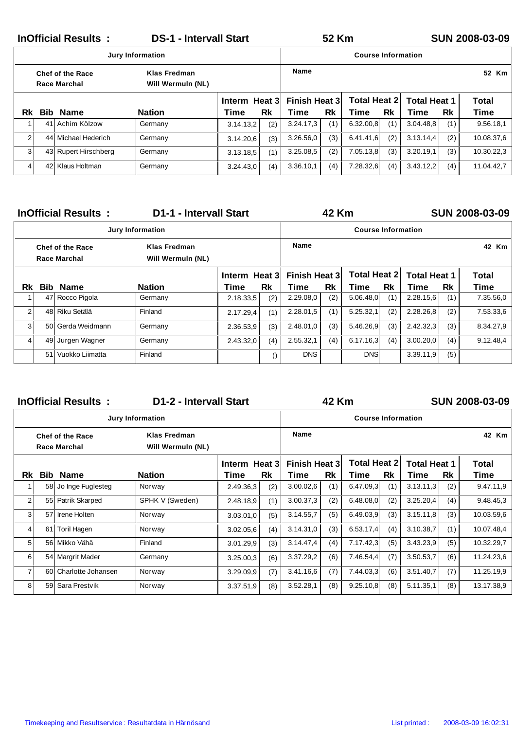## InOfficial Results : DS-1 - Intervall Start — 52 Km — SUN 2008-03-09

| Jury Information | | Course Information | |
|---|---|---|---|
| Chef of the Race | Klas Fredman | Name | 52 Km |
| Race Marchal | Will Wermuln (NL) | | |

| Rk | Bib | Name | Nation | Interm Heat 3 Time | Rk | Finish Heat 3 Time | Rk | Total Heat 2 Time | Rk | Total Heat 1 Time | Rk | Total Time |
|---|---|---|---|---|---|---|---|---|---|---|---|---|
| 1 | 41 | Achim Kölzow | Germany | 3.14.13,2 | (2) | 3.24.17,3 | (1) | 6.32.00,8 | (1) | 3.04.48,8 | (1) | 9.56.18,1 |
| 2 | 44 | Michael Hederich | Germany | 3.14.20,6 | (3) | 3.26.56,0 | (3) | 6.41.41,6 | (2) | 3.13.14,4 | (2) | 10.08.37,6 |
| 3 | 43 | Rupert Hirschberg | Germany | 3.13.18,5 | (1) | 3.25.08,5 | (2) | 7.05.13,8 | (3) | 3.20.19,1 | (3) | 10.30.22,3 |
| 4 | 42 | Klaus Holtman | Germany | 3.24.43,0 | (4) | 3.36.10,1 | (4) | 7.28.32,6 | (4) | 3.43.12,2 | (4) | 11.04.42,7 |

## InOfficial Results : D1-1 - Intervall Start — 42 Km — SUN 2008-03-09

| Jury Information | | Course Information | |
|---|---|---|---|
| Chef of the Race | Klas Fredman | Name | 42 Km |
| Race Marchal | Will Wermuln (NL) | | |

| Rk | Bib | Name | Nation | Interm Heat 3 Time | Rk | Finish Heat 3 Time | Rk | Total Heat 2 Time | Rk | Total Heat 1 Time | Rk | Total Time |
|---|---|---|---|---|---|---|---|---|---|---|---|---|
| 1 | 47 | Rocco Pigola | Germany | 2.18.33,5 | (2) | 2.29.08,0 | (2) | 5.06.48,0 | (1) | 2.28.15,6 | (1) | 7.35.56,0 |
| 2 | 48 | Riku Setälä | Finland | 2.17.29,4 | (1) | 2.28.01,5 | (1) | 5.25.32,1 | (2) | 2.28.26,8 | (2) | 7.53.33,6 |
| 3 | 50 | Gerda Weidmann | Germany | 2.36.53,9 | (3) | 2.48.01,0 | (3) | 5.46.26,9 | (3) | 2.42.32,3 | (3) | 8.34.27,9 |
| 4 | 49 | Jurgen Wagner | Germany | 2.43.32,0 | (4) | 2.55.32,1 | (4) | 6.17.16,3 | (4) | 3.00.20,0 | (4) | 9.12.48,4 |
| | 51 | Vuokko Liimatta | Finland | | () | DNS | | DNS | | 3.39.11,9 | (5) | |

## InOfficial Results : D1-2 - Intervall Start — 42 Km — SUN 2008-03-09

| Jury Information | | Course Information | |
|---|---|---|---|
| Chef of the Race | Klas Fredman | Name | 42 Km |
| Race Marchal | Will Wermuln (NL) | | |

| Rk | Bib | Name | Nation | Interm Heat 3 Time | Rk | Finish Heat 3 Time | Rk | Total Heat 2 Time | Rk | Total Heat 1 Time | Rk | Total Time |
|---|---|---|---|---|---|---|---|---|---|---|---|---|
| 1 | 58 | Jo Inge Fuglesteg | Norway | 2.49.36,3 | (2) | 3.00.02,6 | (1) | 6.47.09,3 | (1) | 3.13.11,3 | (2) | 9.47.11,9 |
| 2 | 55 | Patrik Skarped | SPHK V (Sweden) | 2.48.18,9 | (1) | 3.00.37,3 | (2) | 6.48.08,0 | (2) | 3.25.20,4 | (4) | 9.48.45,3 |
| 3 | 57 | Irene Holten | Norway | 3.03.01,0 | (5) | 3.14.55,7 | (5) | 6.49.03,9 | (3) | 3.15.11,8 | (3) | 10.03.59,6 |
| 4 | 61 | Toril Hagen | Norway | 3.02.05,6 | (4) | 3.14.31,0 | (3) | 6.53.17,4 | (4) | 3.10.38,7 | (1) | 10.07.48,4 |
| 5 | 56 | Mikko Vähä | Finland | 3.01.29,9 | (3) | 3.14.47,4 | (4) | 7.17.42,3 | (5) | 3.43.23,9 | (5) | 10.32.29,7 |
| 6 | 54 | Margrit Mader | Germany | 3.25.00,3 | (6) | 3.37.29,2 | (6) | 7.46.54,4 | (7) | 3.50.53,7 | (6) | 11.24.23,6 |
| 7 | 60 | Charlotte Johansen | Norway | 3.29.09,9 | (7) | 3.41.16,6 | (7) | 7.44.03,3 | (6) | 3.51.40,7 | (7) | 11.25.19,9 |
| 8 | 59 | Sara Prestvik | Norway | 3.37.51,9 | (8) | 3.52.28,1 | (8) | 9.25.10,8 | (8) | 5.11.35,1 | (8) | 13.17.38,9 |

Timekeeping and Resultservice : Resultatdata in Härnösand — List printed : 2008-03-09 16:02:31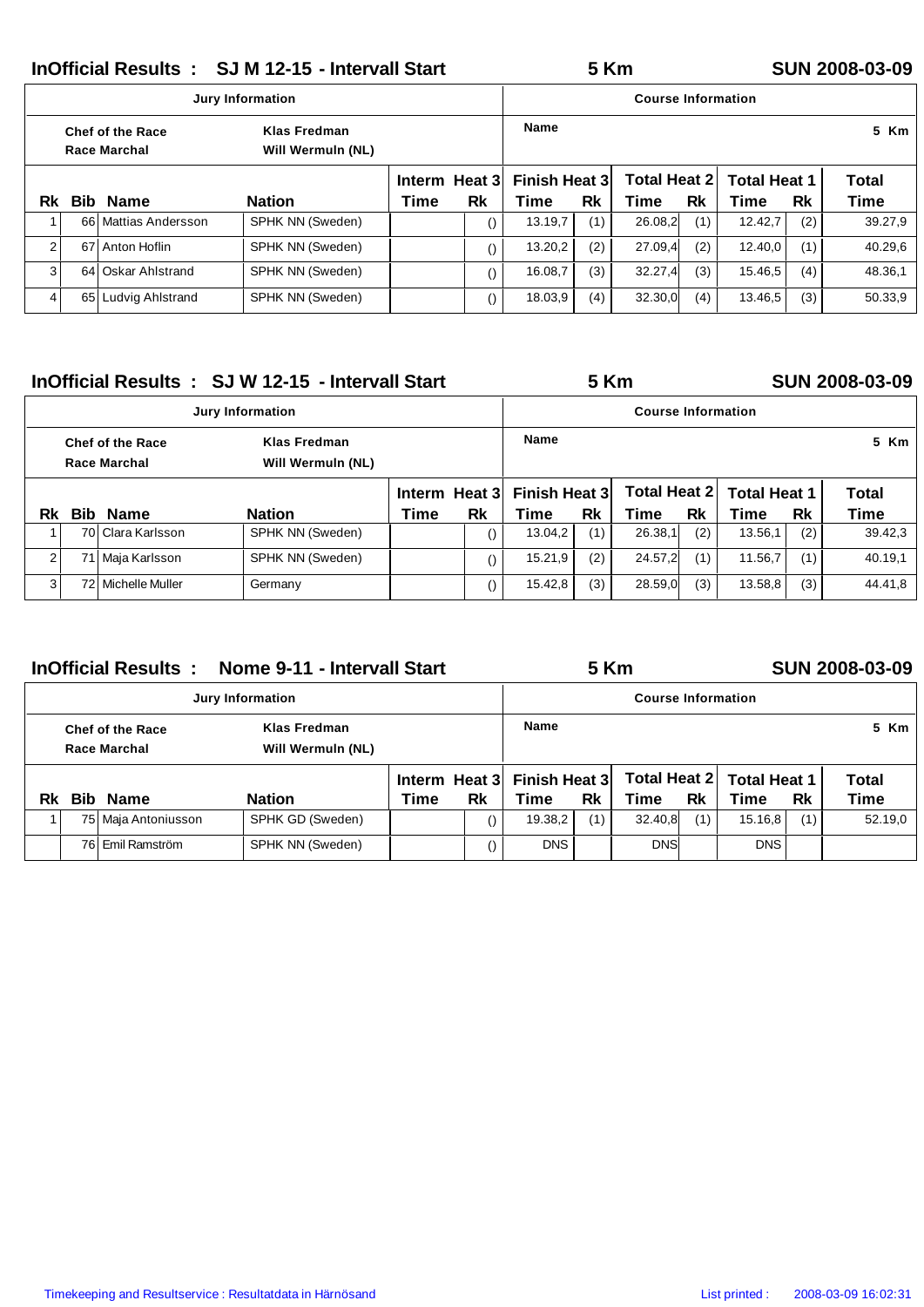## InOfficial Results : SJ M 12-15 - Intervall Start — 5 Km — SUN 2008-03-09

| Jury Information | | Course Information | |
|---|---|---|---|
| Chef of the Race | Klas Fredman | Name | 5 Km |
| Race Marchal | Will Wermuln (NL) | | |

| Rk | Bib | Name | Nation | Interm Heat 3 Time | Interm Heat 3 Rk | Finish Heat 3 Time | Finish Heat 3 Rk | Total Heat 2 Time | Total Heat 2 Rk | Total Heat 1 Time | Total Heat 1 Rk | Total Time |
|---|---|---|---|---|---|---|---|---|---|---|---|---|
| 1 | 66 | Mattias Andersson | SPHK NN (Sweden) | | () | 13.19,7 | (1) | 26.08,2 | (1) | 12.42,7 | (2) | 39.27,9 |
| 2 | 67 | Anton Hoflin | SPHK NN (Sweden) | | () | 13.20,2 | (2) | 27.09,4 | (2) | 12.40,0 | (1) | 40.29,6 |
| 3 | 64 | Oskar Ahlstrand | SPHK NN (Sweden) | | () | 16.08,7 | (3) | 32.27,4 | (3) | 15.46,5 | (4) | 48.36,1 |
| 4 | 65 | Ludvig Ahlstrand | SPHK NN (Sweden) | | () | 18.03,9 | (4) | 32.30,0 | (4) | 13.46,5 | (3) | 50.33,9 |

## InOfficial Results : SJ W 12-15 - Intervall Start — 5 Km — SUN 2008-03-09

| Jury Information | | Course Information | |
|---|---|---|---|
| Chef of the Race | Klas Fredman | Name | 5 Km |
| Race Marchal | Will Wermuln (NL) | | |

| Rk | Bib | Name | Nation | Interm Heat 3 Time | Interm Heat 3 Rk | Finish Heat 3 Time | Finish Heat 3 Rk | Total Heat 2 Time | Total Heat 2 Rk | Total Heat 1 Time | Total Heat 1 Rk | Total Time |
|---|---|---|---|---|---|---|---|---|---|---|---|---|
| 1 | 70 | Clara Karlsson | SPHK NN (Sweden) | | () | 13.04,2 | (1) | 26.38,1 | (2) | 13.56,1 | (2) | 39.42,3 |
| 2 | 71 | Maja Karlsson | SPHK NN (Sweden) | | () | 15.21,9 | (2) | 24.57,2 | (1) | 11.56,7 | (1) | 40.19,1 |
| 3 | 72 | Michelle Muller | Germany | | () | 15.42,8 | (3) | 28.59,0 | (3) | 13.58,8 | (3) | 44.41,8 |

## InOfficial Results : Nome 9-11 - Intervall Start — 5 Km — SUN 2008-03-09

| Jury Information | | Course Information | |
|---|---|---|---|
| Chef of the Race | Klas Fredman | Name | 5 Km |
| Race Marchal | Will Wermuln (NL) | | |

| Rk | Bib | Name | Nation | Interm Heat 3 Time | Interm Heat 3 Rk | Finish Heat 3 Time | Finish Heat 3 Rk | Total Heat 2 Time | Total Heat 2 Rk | Total Heat 1 Time | Total Heat 1 Rk | Total Time |
|---|---|---|---|---|---|---|---|---|---|---|---|---|
| 1 | 75 | Maja Antoniusson | SPHK GD (Sweden) | | () | 19.38,2 | (1) | 32.40,8 | (1) | 15.16,8 | (1) | 52.19,0 |
| | 76 | Emil Ramström | SPHK NN (Sweden) | | () | DNS | | DNS | | DNS | | |

Timekeeping and Resultservice : Resultatdata in Härnösand — List printed : 2008-03-09 16:02:31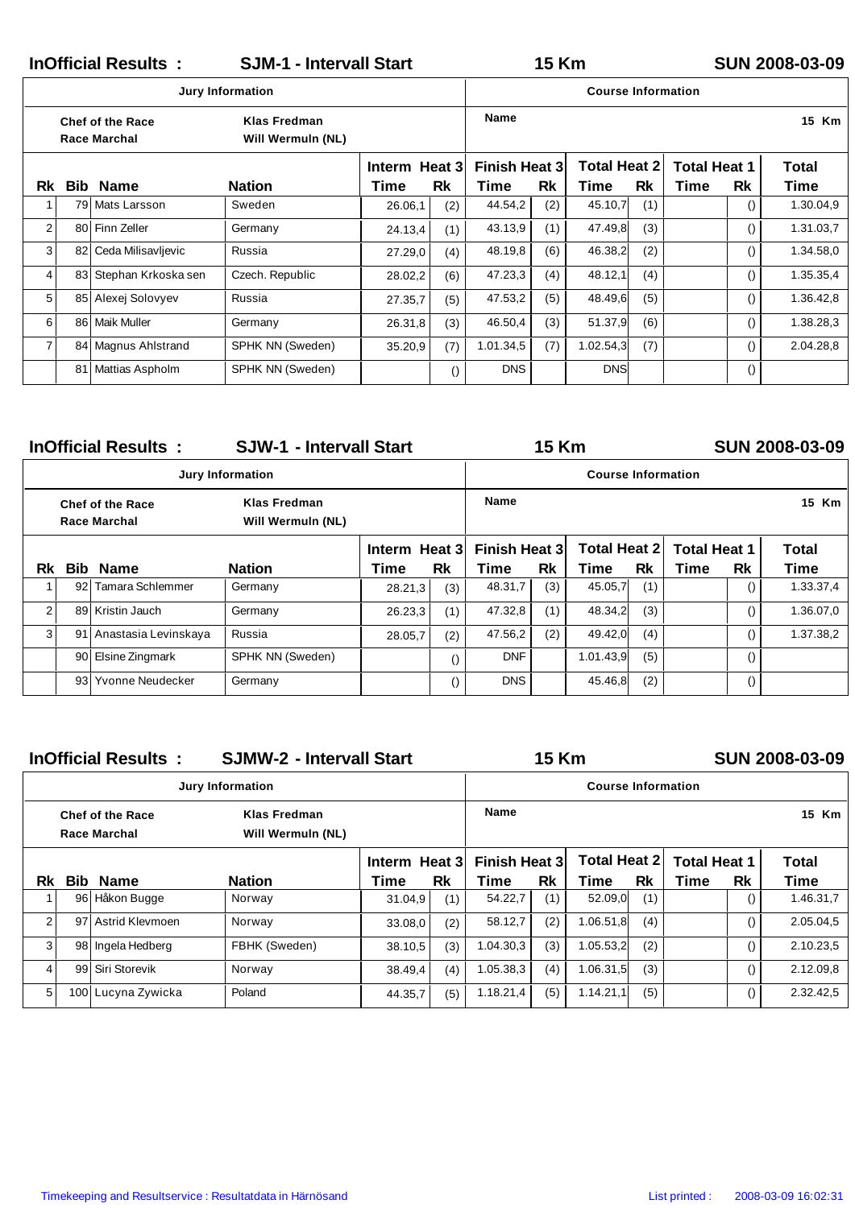## InOfficial Results : SJM-1 - Intervall Start — 15 Km — SUN 2008-03-09

| Jury Information | | Course Information | |
|---|---|---|---|
| Chef of the Race | Klas Fredman | Name | 15 Km |
| Race Marchal | Will Wermuln (NL) | | |

| Rk | Bib | Name | Nation | Interm Heat 3 Time | Rk | Finish Heat 3 Time | Rk | Total Heat 2 Time | Rk | Total Heat 1 Time | Rk | Total Time |
|---|---|---|---|---|---|---|---|---|---|---|---|---|
| 1 | 79 | Mats Larsson | Sweden | 26.06,1 | (2) | 44.54,2 | (2) | 45.10,7 | (1) | | () | 1.30.04,9 |
| 2 | 80 | Finn Zeller | Germany | 24.13,4 | (1) | 43.13,9 | (1) | 47.49,8 | (3) | | () | 1.31.03,7 |
| 3 | 82 | Ceda Milisavljevic | Russia | 27.29,0 | (4) | 48.19,8 | (6) | 46.38,2 | (2) | | () | 1.34.58,0 |
| 4 | 83 | Stephan Krkoska sen | Czech. Republic | 28.02,2 | (6) | 47.23,3 | (4) | 48.12,1 | (4) | | () | 1.35.35,4 |
| 5 | 85 | Alexej Solovyev | Russia | 27.35,7 | (5) | 47.53,2 | (5) | 48.49,6 | (5) | | () | 1.36.42,8 |
| 6 | 86 | Maik Muller | Germany | 26.31,8 | (3) | 46.50,4 | (3) | 51.37,9 | (6) | | () | 1.38.28,3 |
| 7 | 84 | Magnus Ahlstrand | SPHK NN (Sweden) | 35.20,9 | (7) | 1.01.34,5 | (7) | 1.02.54,3 | (7) | | () | 2.04.28,8 |
| | 81 | Mattias Aspholm | SPHK NN (Sweden) | | () | DNS | | DNS | | | () | |

## InOfficial Results : SJW-1 - Intervall Start — 15 Km — SUN 2008-03-09

| Jury Information | | Course Information | |
|---|---|---|---|
| Chef of the Race | Klas Fredman | Name | 15 Km |
| Race Marchal | Will Wermuln (NL) | | |

| Rk | Bib | Name | Nation | Interm Heat 3 Time | Rk | Finish Heat 3 Time | Rk | Total Heat 2 Time | Rk | Total Heat 1 Time | Rk | Total Time |
|---|---|---|---|---|---|---|---|---|---|---|---|---|
| 1 | 92 | Tamara Schlemmer | Germany | 28.21,3 | (3) | 48.31,7 | (3) | 45.05,7 | (1) | | () | 1.33.37,4 |
| 2 | 89 | Kristin Jauch | Germany | 26.23,3 | (1) | 47.32,8 | (1) | 48.34,2 | (3) | | () | 1.36.07,0 |
| 3 | 91 | Anastasia Levinskaya | Russia | 28.05,7 | (2) | 47.56,2 | (2) | 49.42,0 | (4) | | () | 1.37.38,2 |
| | 90 | Elsine Zingmark | SPHK NN (Sweden) | | () | DNF | | 1.01.43,9 | (5) | | () | |
| | 93 | Yvonne Neudecker | Germany | | () | DNS | | 45.46,8 | (2) | | () | |

## InOfficial Results : SJMW-2 - Intervall Start — 15 Km — SUN 2008-03-09

| Jury Information | | Course Information | |
|---|---|---|---|
| Chef of the Race | Klas Fredman | Name | 15 Km |
| Race Marchal | Will Wermuln (NL) | | |

| Rk | Bib | Name | Nation | Interm Heat 3 Time | Rk | Finish Heat 3 Time | Rk | Total Heat 2 Time | Rk | Total Heat 1 Time | Rk | Total Time |
|---|---|---|---|---|---|---|---|---|---|---|---|---|
| 1 | 96 | Håkon Bugge | Norway | 31.04,9 | (1) | 54.22,7 | (1) | 52.09,0 | (1) | | () | 1.46.31,7 |
| 2 | 97 | Astrid Klevmoen | Norway | 33.08,0 | (2) | 58.12,7 | (2) | 1.06.51,8 | (4) | | () | 2.05.04,5 |
| 3 | 98 | Ingela Hedberg | FBHK (Sweden) | 38.10,5 | (3) | 1.04.30,3 | (3) | 1.05.53,2 | (2) | | () | 2.10.23,5 |
| 4 | 99 | Siri Storevik | Norway | 38.49,4 | (4) | 1.05.38,3 | (4) | 1.06.31,5 | (3) | | () | 2.12.09,8 |
| 5 | 100 | Lucyna Zywicka | Poland | 44.35,7 | (5) | 1.18.21,4 | (5) | 1.14.21,1 | (5) | | () | 2.32.42,5 |

Timekeeping and Resultservice : Resultatdata in Härnösand — List printed : 2008-03-09 16:02:31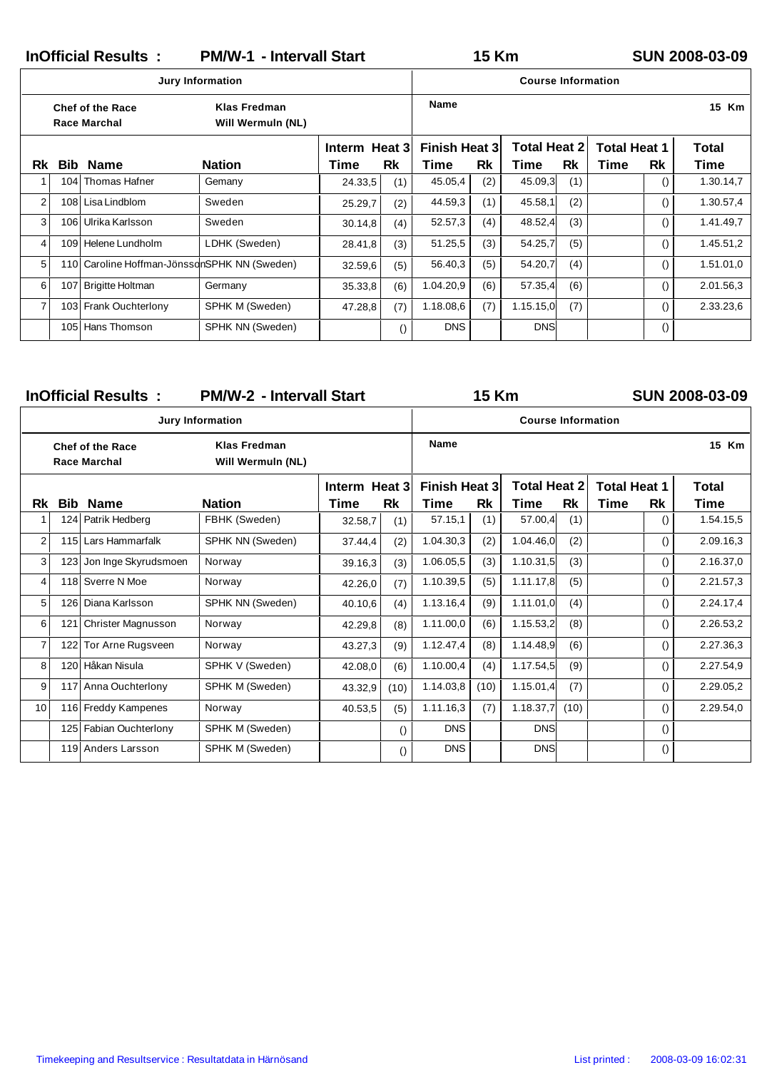## InOfficial Results : PM/W-1 - Intervall Start — 15 Km — SUN 2008-03-09

| Jury Information | | Course Information | |
|---|---|---|---|
| Chef of the Race | Klas Fredman | Name | 15 Km |
| Race Marchal | Will Wermuln (NL) | | |

| Rk | Bib | Name | Nation | Interm Heat 3 Time | Interm Heat 3 Rk | Finish Heat 3 Time | Finish Heat 3 Rk | Total Heat 2 Time | Total Heat 2 Rk | Total Heat 1 Time | Total Heat 1 Rk | Total Time |
|---|---|---|---|---|---|---|---|---|---|---|---|---|
| 1 | 104 | Thomas Hafner | Gemany | 24.33,5 | (1) | 45.05,4 | (2) | 45.09,3 | (1) | | () | 1.30.14,7 |
| 2 | 108 | Lisa Lindblom | Sweden | 25.29,7 | (2) | 44.59,3 | (1) | 45.58,1 | (2) | | () | 1.30.57,4 |
| 3 | 106 | Ulrika Karlsson | Sweden | 30.14,8 | (4) | 52.57,3 | (4) | 48.52,4 | (3) | | () | 1.41.49,7 |
| 4 | 109 | Helene Lundholm | LDHK (Sweden) | 28.41,8 | (3) | 51.25,5 | (3) | 54.25,7 | (5) | | () | 1.45.51,2 |
| 5 | 110 | Caroline Hoffman-Jönsson | SPHK NN (Sweden) | 32.59,6 | (5) | 56.40,3 | (5) | 54.20,7 | (4) | | () | 1.51.01,0 |
| 6 | 107 | Brigitte Holtman | Germany | 35.33,8 | (6) | 1.04.20,9 | (6) | 57.35,4 | (6) | | () | 2.01.56,3 |
| 7 | 103 | Frank Ouchterlony | SPHK M (Sweden) | 47.28,8 | (7) | 1.18.08,6 | (7) | 1.15.15,0 | (7) | | () | 2.33.23,6 |
| | 105 | Hans Thomson | SPHK NN (Sweden) | | () | DNS | | DNS | | | () | |

## InOfficial Results : PM/W-2 - Intervall Start — 15 Km — SUN 2008-03-09

| Jury Information | | Course Information | |
|---|---|---|---|
| Chef of the Race | Klas Fredman | Name | 15 Km |
| Race Marchal | Will Wermuln (NL) | | |

| Rk | Bib | Name | Nation | Interm Heat 3 Time | Interm Heat 3 Rk | Finish Heat 3 Time | Finish Heat 3 Rk | Total Heat 2 Time | Total Heat 2 Rk | Total Heat 1 Time | Total Heat 1 Rk | Total Time |
|---|---|---|---|---|---|---|---|---|---|---|---|---|
| 1 | 124 | Patrik Hedberg | FBHK (Sweden) | 32.58,7 | (1) | 57.15,1 | (1) | 57.00,4 | (1) | | () | 1.54.15,5 |
| 2 | 115 | Lars Hammarfalk | SPHK NN (Sweden) | 37.44,4 | (2) | 1.04.30,3 | (2) | 1.04.46,0 | (2) | | () | 2.09.16,3 |
| 3 | 123 | Jon Inge Skyrudsmoen | Norway | 39.16,3 | (3) | 1.06.05,5 | (3) | 1.10.31,5 | (3) | | () | 2.16.37,0 |
| 4 | 118 | Sverre N Moe | Norway | 42.26,0 | (7) | 1.10.39,5 | (5) | 1.11.17,8 | (5) | | () | 2.21.57,3 |
| 5 | 126 | Diana Karlsson | SPHK NN (Sweden) | 40.10,6 | (4) | 1.13.16,4 | (9) | 1.11.01,0 | (4) | | () | 2.24.17,4 |
| 6 | 121 | Christer Magnusson | Norway | 42.29,8 | (8) | 1.11.00,0 | (6) | 1.15.53,2 | (8) | | () | 2.26.53,2 |
| 7 | 122 | Tor Arne Rugsveen | Norway | 43.27,3 | (9) | 1.12.47,4 | (8) | 1.14.48,9 | (6) | | () | 2.27.36,3 |
| 8 | 120 | Håkan Nisula | SPHK V (Sweden) | 42.08,0 | (6) | 1.10.00,4 | (4) | 1.17.54,5 | (9) | | () | 2.27.54,9 |
| 9 | 117 | Anna Ouchterlony | SPHK M (Sweden) | 43.32,9 | (10) | 1.14.03,8 | (10) | 1.15.01,4 | (7) | | () | 2.29.05,2 |
| 10 | 116 | Freddy Kampenes | Norway | 40.53,5 | (5) | 1.11.16,3 | (7) | 1.18.37,7 | (10) | | () | 2.29.54,0 |
| | 125 | Fabian Ouchterlony | SPHK M (Sweden) | | () | DNS | | DNS | | | () | |
| | 119 | Anders Larsson | SPHK M (Sweden) | | () | DNS | | DNS | | | () | |

Timekeeping and Resultservice : Resultatdata in Härnösand — List printed : 2008-03-09 16:02:31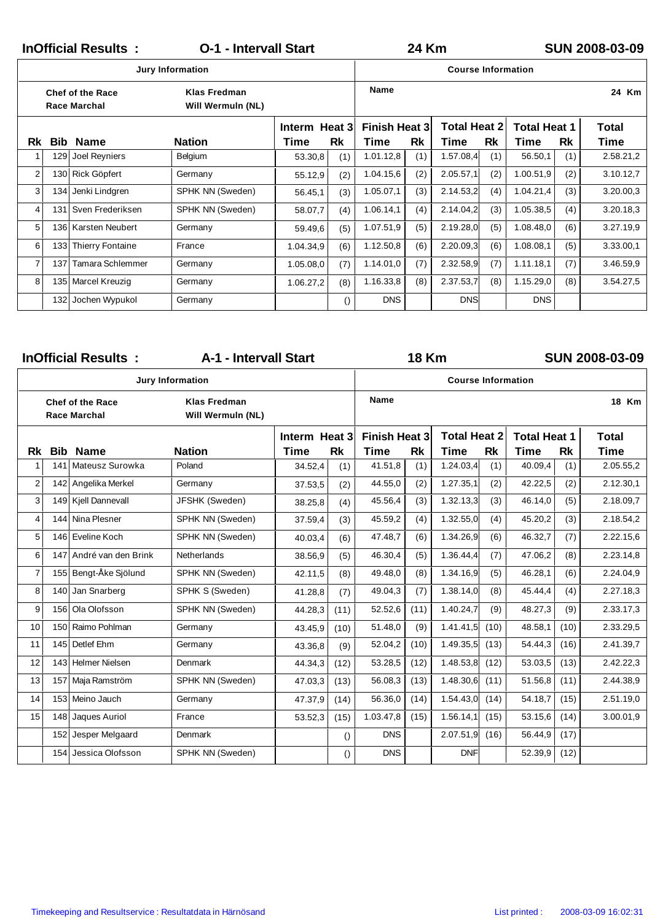## InOfficial Results : O-1 - Intervall Start 24 Km SUN 2008-03-09

| Jury Information | | Course Information | |
|---|---|---|---|
| Chef of the Race | Klas Fredman | Name | 24 Km |
| Race Marchal | Will Wermuln (NL) | | |

| Rk | Bib | Name | Nation | Interm Heat 3 Time | Rk | Finish Heat 3 Time | Rk | Total Heat 2 Time | Rk | Total Heat 1 Time | Rk | Total Time |
|---|---|---|---|---|---|---|---|---|---|---|---|---|
| 1 | 129 | Joel Reyniers | Belgium | 53.30,8 | (1) | 1.01.12,8 | (1) | 1.57.08,4 | (1) | 56.50,1 | (1) | 2.58.21,2 |
| 2 | 130 | Rick Göpfert | Germany | 55.12,9 | (2) | 1.04.15,6 | (2) | 2.05.57,1 | (2) | 1.00.51,9 | (2) | 3.10.12,7 |
| 3 | 134 | Jenki Lindgren | SPHK NN (Sweden) | 56.45,1 | (3) | 1.05.07,1 | (3) | 2.14.53,2 | (4) | 1.04.21,4 | (3) | 3.20.00,3 |
| 4 | 131 | Sven Frederiksen | SPHK NN (Sweden) | 58.07,7 | (4) | 1.06.14,1 | (4) | 2.14.04,2 | (3) | 1.05.38,5 | (4) | 3.20.18,3 |
| 5 | 136 | Karsten Neubert | Germany | 59.49,6 | (5) | 1.07.51,9 | (5) | 2.19.28,0 | (5) | 1.08.48,0 | (6) | 3.27.19,9 |
| 6 | 133 | Thierry Fontaine | France | 1.04.34,9 | (6) | 1.12.50,8 | (6) | 2.20.09,3 | (6) | 1.08.08,1 | (5) | 3.33.00,1 |
| 7 | 137 | Tamara Schlemmer | Germany | 1.05.08,0 | (7) | 1.14.01,0 | (7) | 2.32.58,9 | (7) | 1.11.18,1 | (7) | 3.46.59,9 |
| 8 | 135 | Marcel Kreuzig | Germany | 1.06.27,2 | (8) | 1.16.33,8 | (8) | 2.37.53,7 | (8) | 1.15.29,0 | (8) | 3.54.27,5 |
| | 132 | Jochen Wypukol | Germany | | () | DNS | | DNS | | DNS | | |

## InOfficial Results : A-1 - Intervall Start 18 Km SUN 2008-03-09

| Jury Information | | Course Information | |
|---|---|---|---|
| Chef of the Race | Klas Fredman | Name | 18 Km |
| Race Marchal | Will Wermuln (NL) | | |

| Rk | Bib | Name | Nation | Interm Heat 3 Time | Rk | Finish Heat 3 Time | Rk | Total Heat 2 Time | Rk | Total Heat 1 Time | Rk | Total Time |
|---|---|---|---|---|---|---|---|---|---|---|---|---|
| 1 | 141 | Mateusz Surowka | Poland | 34.52,4 | (1) | 41.51,8 | (1) | 1.24.03,4 | (1) | 40.09,4 | (1) | 2.05.55,2 |
| 2 | 142 | Angelika Merkel | Germany | 37.53,5 | (2) | 44.55,0 | (2) | 1.27.35,1 | (2) | 42.22,5 | (2) | 2.12.30,1 |
| 3 | 149 | Kjell Dannevall | JFSHK (Sweden) | 38.25,8 | (4) | 45.56,4 | (3) | 1.32.13,3 | (3) | 46.14,0 | (5) | 2.18.09,7 |
| 4 | 144 | Nina Plesner | SPHK NN (Sweden) | 37.59,4 | (3) | 45.59,2 | (4) | 1.32.55,0 | (4) | 45.20,2 | (3) | 2.18.54,2 |
| 5 | 146 | Eveline Koch | SPHK NN (Sweden) | 40.03,4 | (6) | 47.48,7 | (6) | 1.34.26,9 | (6) | 46.32,7 | (7) | 2.22.15,6 |
| 6 | 147 | André van den Brink | Netherlands | 38.56,9 | (5) | 46.30,4 | (5) | 1.36.44,4 | (7) | 47.06,2 | (8) | 2.23.14,8 |
| 7 | 155 | Bengt-Åke Sjölund | SPHK NN (Sweden) | 42.11,5 | (8) | 49.48,0 | (8) | 1.34.16,9 | (5) | 46.28,1 | (6) | 2.24.04,9 |
| 8 | 140 | Jan Snarberg | SPHK S (Sweden) | 41.28,8 | (7) | 49.04,3 | (7) | 1.38.14,0 | (8) | 45.44,4 | (4) | 2.27.18,3 |
| 9 | 156 | Ola Olofsson | SPHK NN (Sweden) | 44.28,3 | (11) | 52.52,6 | (11) | 1.40.24,7 | (9) | 48.27,3 | (9) | 2.33.17,3 |
| 10 | 150 | Raimo Pohlman | Germany | 43.45,9 | (10) | 51.48,0 | (9) | 1.41.41,5 | (10) | 48.58,1 | (10) | 2.33.29,5 |
| 11 | 145 | Detlef Ehm | Germany | 43.36,8 | (9) | 52.04,2 | (10) | 1.49.35,5 | (13) | 54.44,3 | (16) | 2.41.39,7 |
| 12 | 143 | Helmer Nielsen | Denmark | 44.34,3 | (12) | 53.28,5 | (12) | 1.48.53,8 | (12) | 53.03,5 | (13) | 2.42.22,3 |
| 13 | 157 | Maja Ramström | SPHK NN (Sweden) | 47.03,3 | (13) | 56.08,3 | (13) | 1.48.30,6 | (11) | 51.56,8 | (11) | 2.44.38,9 |
| 14 | 153 | Meino Jauch | Germany | 47.37,9 | (14) | 56.36,0 | (14) | 1.54.43,0 | (14) | 54.18,7 | (15) | 2.51.19,0 |
| 15 | 148 | Jaques Auriol | France | 53.52,3 | (15) | 1.03.47,8 | (15) | 1.56.14,1 | (15) | 53.15,6 | (14) | 3.00.01,9 |
| | 152 | Jesper Melgaard | Denmark | | () | DNS | | 2.07.51,9 | (16) | 56.44,9 | (17) | |
| | 154 | Jessica Olofsson | SPHK NN (Sweden) | | () | DNS | | DNF | | 52.39,9 | (12) | |

Timekeeping and Resultservice : Resultatdata in Härnösand List printed : 2008-03-09 16:02:31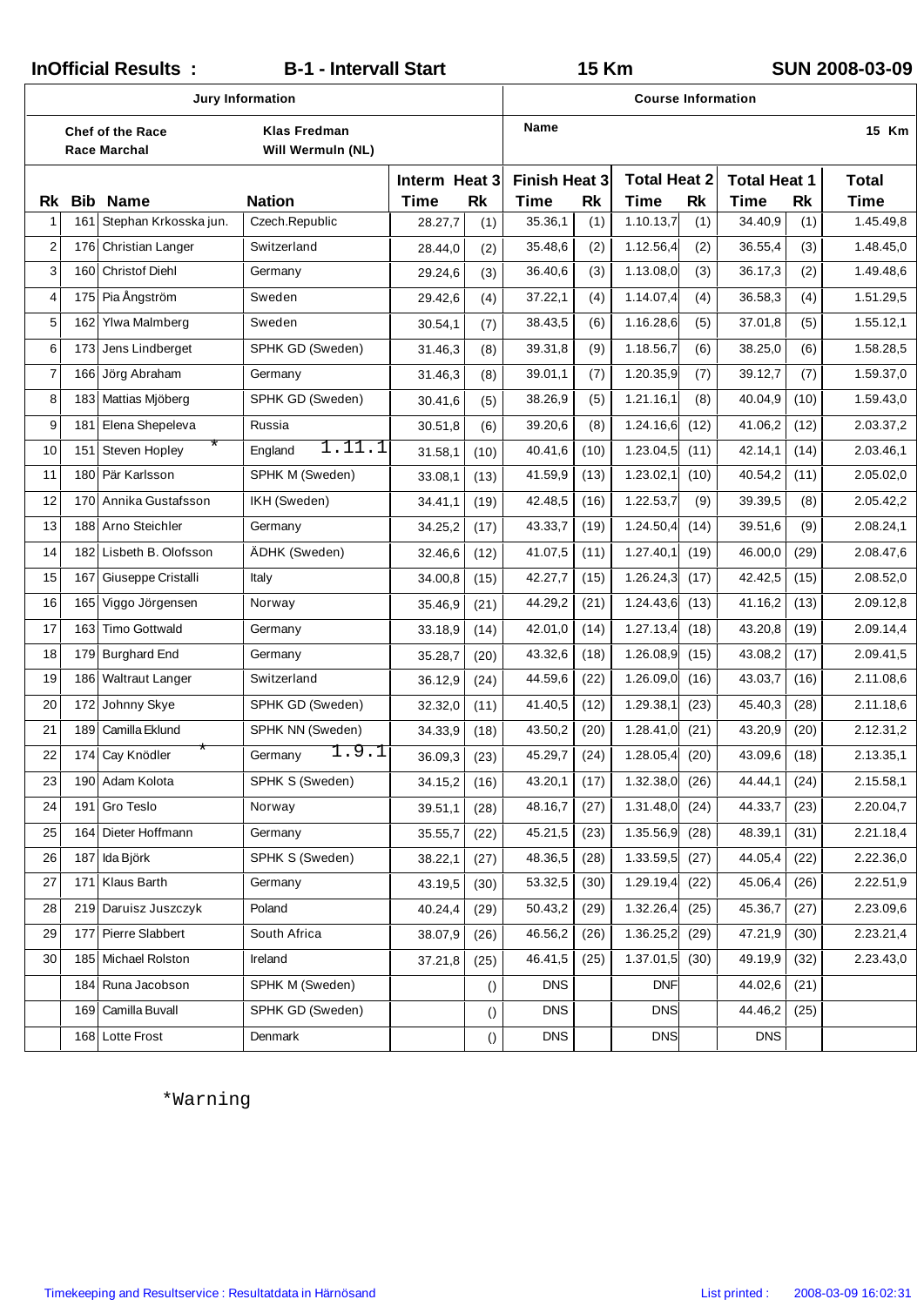**InOfficial Results : B-1 - Intervall Start 15 Km SUN 2008-03-09**

| Jury Information | | Course Information | |
|---|---|---|---|
| Chef of the Race<br>Race Marchal | Klas Fredman<br>Will Wermuln (NL) | Name | 15 Km |

| Rk | Bib | Name | Nation | Interm Heat 3 Time | Rk | Finish Heat 3 Time | Rk | Total Heat 2 Time | Rk | Total Heat 1 Time | Rk | Total Time |
|---|---|---|---|---|---|---|---|---|---|---|---|---|
| 1 | 161 | Stephan Krkosska jun. | Czech.Republic | 28.27,7 | (1) | 35.36,1 | (1) | 1.10.13,7 | (1) | 34.40,9 | (1) | 1.45.49,8 |
| 2 | 176 | Christian Langer | Switzerland | 28.44,0 | (2) | 35.48,6 | (2) | 1.12.56,4 | (2) | 36.55,4 | (3) | 1.48.45,0 |
| 3 | 160 | Christof Diehl | Germany | 29.24,6 | (3) | 36.40,6 | (3) | 1.13.08,0 | (3) | 36.17,3 | (2) | 1.49.48,6 |
| 4 | 175 | Pia Ångström | Sweden | 29.42,6 | (4) | 37.22,1 | (4) | 1.14.07,4 | (4) | 36.58,3 | (4) | 1.51.29,5 |
| 5 | 162 | Ylwa Malmberg | Sweden | 30.54,1 | (7) | 38.43,5 | (6) | 1.16.28,6 | (5) | 37.01,8 | (5) | 1.55.12,1 |
| 6 | 173 | Jens Lindberget | SPHK GD (Sweden) | 31.46,3 | (8) | 39.31,8 | (9) | 1.18.56,7 | (6) | 38.25,0 | (6) | 1.58.28,5 |
| 7 | 166 | Jörg Abraham | Germany | 31.46,3 | (8) | 39.01,1 | (7) | 1.20.35,9 | (7) | 39.12,7 | (7) | 1.59.37,0 |
| 8 | 183 | Mattias Mjöberg | SPHK GD (Sweden) | 30.41,6 | (5) | 38.26,9 | (5) | 1.21.16,1 | (8) | 40.04,9 | (10) | 1.59.43,0 |
| 9 | 181 | Elena Shepeleva | Russia | 30.51,8 | (6) | 39.20,6 | (8) | 1.24.16,6 | (12) | 41.06,2 | (12) | 2.03.37,2 |
| 10 | 151 | Steven Hopley * | England 1.11.1 | 31.58,1 | (10) | 40.41,6 | (10) | 1.23.04,5 | (11) | 42.14,1 | (14) | 2.03.46,1 |
| 11 | 180 | Pär Karlsson | SPHK M (Sweden) | 33.08,1 | (13) | 41.59,9 | (13) | 1.23.02,1 | (10) | 40.54,2 | (11) | 2.05.02,0 |
| 12 | 170 | Annika Gustafsson | IKH (Sweden) | 34.41,1 | (19) | 42.48,5 | (16) | 1.22.53,7 | (9) | 39.39,5 | (8) | 2.05.42,2 |
| 13 | 188 | Arno Steichler | Germany | 34.25,2 | (17) | 43.33,7 | (19) | 1.24.50,4 | (14) | 39.51,6 | (9) | 2.08.24,1 |
| 14 | 182 | Lisbeth B. Olofsson | ÄDHK (Sweden) | 32.46,6 | (12) | 41.07,5 | (11) | 1.27.40,1 | (19) | 46.00,0 | (29) | 2.08.47,6 |
| 15 | 167 | Giuseppe Cristalli | Italy | 34.00,8 | (15) | 42.27,7 | (15) | 1.26.24,3 | (17) | 42.42,5 | (15) | 2.08.52,0 |
| 16 | 165 | Viggo Jörgensen | Norway | 35.46,9 | (21) | 44.29,2 | (21) | 1.24.43,6 | (13) | 41.16,2 | (13) | 2.09.12,8 |
| 17 | 163 | Timo Gottwald | Germany | 33.18,9 | (14) | 42.01,0 | (14) | 1.27.13,4 | (18) | 43.20,8 | (19) | 2.09.14,4 |
| 18 | 179 | Burghard End | Germany | 35.28,7 | (20) | 43.32,6 | (18) | 1.26.08,9 | (15) | 43.08,2 | (17) | 2.09.41,5 |
| 19 | 186 | Waltraut Langer | Switzerland | 36.12,9 | (24) | 44.59,6 | (22) | 1.26.09,0 | (16) | 43.03,7 | (16) | 2.11.08,6 |
| 20 | 172 | Johnny Skye | SPHK GD (Sweden) | 32.32,0 | (11) | 41.40,5 | (12) | 1.29.38,1 | (23) | 45.40,3 | (28) | 2.11.18,6 |
| 21 | 189 | Camilla Eklund | SPHK NN (Sweden) | 34.33,9 | (18) | 43.50,2 | (20) | 1.28.41,0 | (21) | 43.20,9 | (20) | 2.12.31,2 |
| 22 | 174 | Cay Knödler * | Germany 1.9.1 | 36.09,3 | (23) | 45.29,7 | (24) | 1.28.05,4 | (20) | 43.09,6 | (18) | 2.13.35,1 |
| 23 | 190 | Adam Kolota | SPHK S (Sweden) | 34.15,2 | (16) | 43.20,1 | (17) | 1.32.38,0 | (26) | 44.44,1 | (24) | 2.15.58,1 |
| 24 | 191 | Gro Teslo | Norway | 39.51,1 | (28) | 48.16,7 | (27) | 1.31.48,0 | (24) | 44.33,7 | (23) | 2.20.04,7 |
| 25 | 164 | Dieter Hoffmann | Germany | 35.55,7 | (22) | 45.21,5 | (23) | 1.35.56,9 | (28) | 48.39,1 | (31) | 2.21.18,4 |
| 26 | 187 | Ida Björk | SPHK S (Sweden) | 38.22,1 | (27) | 48.36,5 | (28) | 1.33.59,5 | (27) | 44.05,4 | (22) | 2.22.36,0 |
| 27 | 171 | Klaus Barth | Germany | 43.19,5 | (30) | 53.32,5 | (30) | 1.29.19,4 | (22) | 45.06,4 | (26) | 2.22.51,9 |
| 28 | 219 | Daruisz Juszczyk | Poland | 40.24,4 | (29) | 50.43,2 | (29) | 1.32.26,4 | (25) | 45.36,7 | (27) | 2.23.09,6 |
| 29 | 177 | Pierre Slabbert | South Africa | 38.07,9 | (26) | 46.56,2 | (26) | 1.36.25,2 | (29) | 47.21,9 | (30) | 2.23.21,4 |
| 30 | 185 | Michael Rolston | Ireland | 37.21,8 | (25) | 46.41,5 | (25) | 1.37.01,5 | (30) | 49.19,9 | (32) | 2.23.43,0 |
| | 184 | Runa Jacobson | SPHK M (Sweden) | | () | DNS | | DNF | | 44.02,6 | (21) | |
| | 169 | Camilla Buvall | SPHK GD (Sweden) | | () | DNS | | DNS | | 44.46,2 | (25) | |
| | 168 | Lotte Frost | Denmark | | () | DNS | | DNS | | DNS | | |

*Warning

Timekeeping and Resultservice : Resultatdata in Härnösand — List printed : 2008-03-09 16:02:31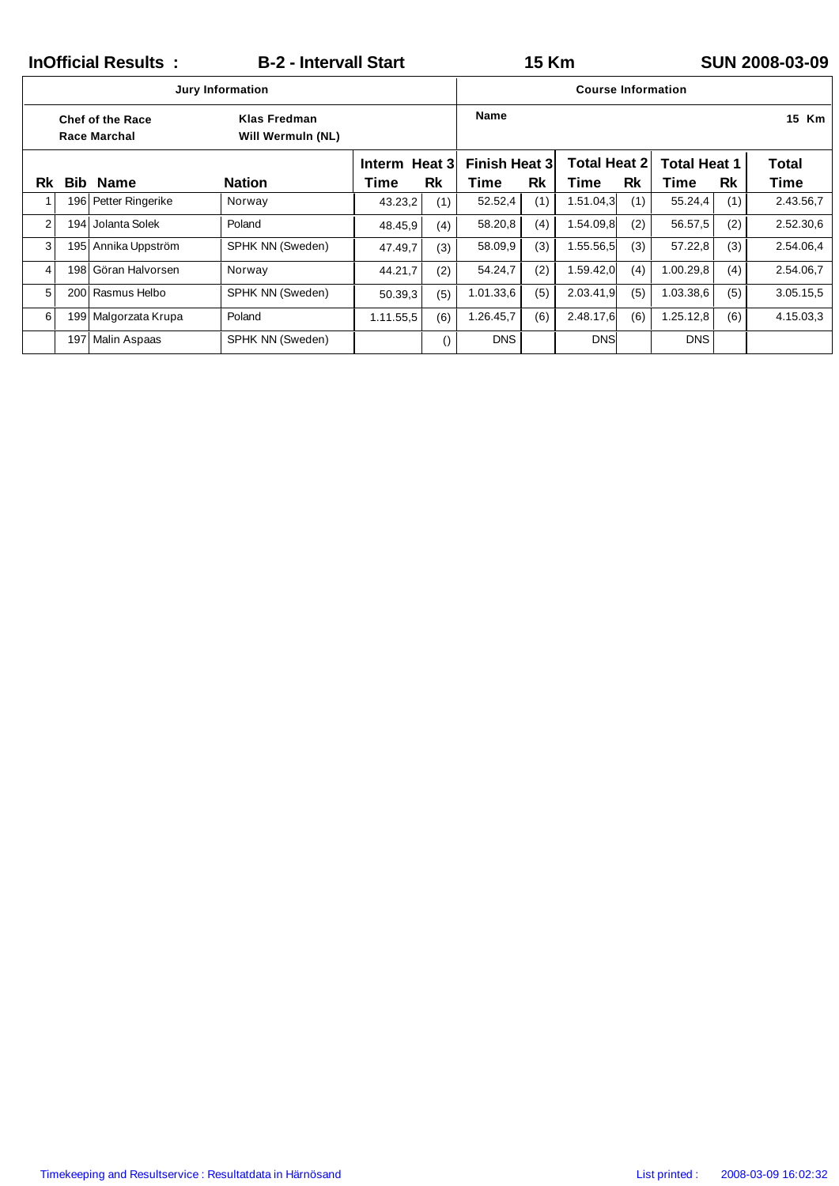**InOfficial Results :** **B-2 - Intervall Start** **15 Km** **SUN 2008-03-09**

| Jury Information | | Course Information | |
|---|---|---|---|
| **Chef of the Race** | **Klas Fredman** | **Name** | **15 Km** |
| **Race Marchal** | **Will Wermuln (NL)** | | |

| Rk | Bib | Name | Nation | Interm Heat 3 Time | Rk | Finish Heat 3 Time | Rk | Total Heat 2 Time | Rk | Total Heat 1 Time | Rk | Total Time |
|---|---|---|---|---|---|---|---|---|---|---|---|---|
| 1 | 196 | Petter Ringerike | Norway | 43.23,2 | (1) | 52.52,4 | (1) | 1.51.04,3 | (1) | 55.24,4 | (1) | 2.43.56,7 |
| 2 | 194 | Jolanta Solek | Poland | 48.45,9 | (4) | 58.20,8 | (4) | 1.54.09,8 | (2) | 56.57,5 | (2) | 2.52.30,6 |
| 3 | 195 | Annika Uppström | SPHK NN (Sweden) | 47.49,7 | (3) | 58.09,9 | (3) | 1.55.56,5 | (3) | 57.22,8 | (3) | 2.54.06,4 |
| 4 | 198 | Göran Halvorsen | Norway | 44.21,7 | (2) | 54.24,7 | (2) | 1.59.42,0 | (4) | 1.00.29,8 | (4) | 2.54.06,7 |
| 5 | 200 | Rasmus Helbo | SPHK NN (Sweden) | 50.39,3 | (5) | 1.01.33,6 | (5) | 2.03.41,9 | (5) | 1.03.38,6 | (5) | 3.05.15,5 |
| 6 | 199 | Malgorzata Krupa | Poland | 1.11.55,5 | (6) | 1.26.45,7 | (6) | 2.48.17,6 | (6) | 1.25.12,8 | (6) | 4.15.03,3 |
| | 197 | Malin Aspaas | SPHK NN (Sweden) | | () | DNS | | DNS | | DNS | | |

Timekeeping and Resultservice : Resultatdata in Härnösand List printed : 2008-03-09 16:02:32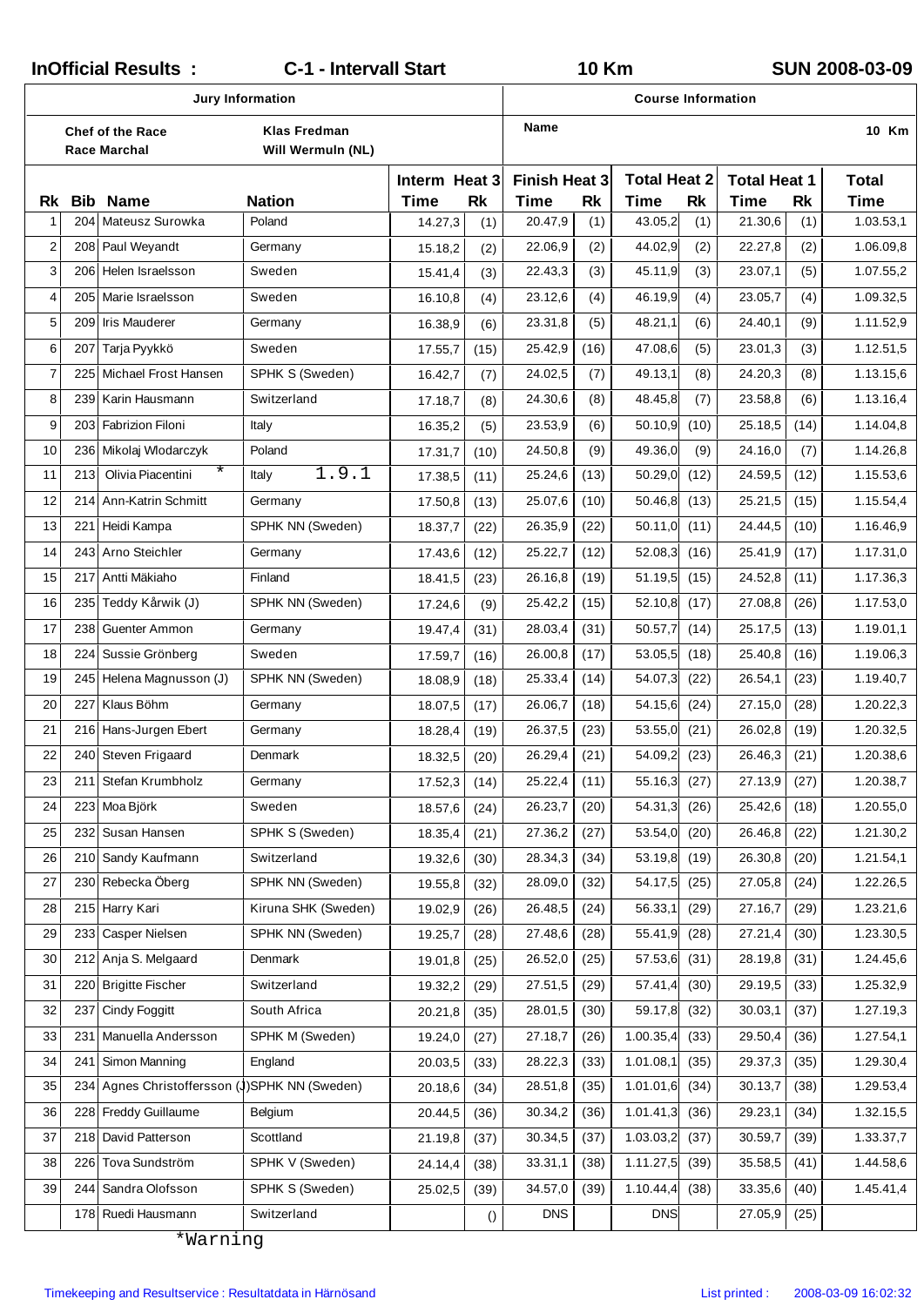**InOfficial Results : C-1 - Intervall Start 10 Km SUN 2008-03-09**

| Jury Information | |
|---|---|
| Chef of the Race | Klas Fredman |
| Race Marchal | Will Wermuln (NL) |

| Course Information | |
|---|---|
| Name | 10 Km |

| Rk | Bib | Name | Nation | Interm Heat 3 Time | Rk | Finish Heat 3 Time | Rk | Total Heat 2 Time | Rk | Total Heat 1 Time | Rk | Total Time |
|---|---|---|---|---|---|---|---|---|---|---|---|---|
| 1 | 204 | Mateusz Surowka | Poland | 14.27,3 | (1) | 20.47,9 | (1) | 43.05,2 | (1) | 21.30,6 | (1) | 1.03.53,1 |
| 2 | 208 | Paul Weyandt | Germany | 15.18,2 | (2) | 22.06,9 | (2) | 44.02,9 | (2) | 22.27,8 | (2) | 1.06.09,8 |
| 3 | 206 | Helen Israelsson | Sweden | 15.41,4 | (3) | 22.43,3 | (3) | 45.11,9 | (3) | 23.07,1 | (5) | 1.07.55,2 |
| 4 | 205 | Marie Israelsson | Sweden | 16.10,8 | (4) | 23.12,6 | (4) | 46.19,9 | (4) | 23.05,7 | (4) | 1.09.32,5 |
| 5 | 209 | Iris Mauderer | Germany | 16.38,9 | (6) | 23.31,8 | (5) | 48.21,1 | (6) | 24.40,1 | (9) | 1.11.52,9 |
| 6 | 207 | Tarja Pyykkö | Sweden | 17.55,7 | (15) | 25.42,9 | (16) | 47.08,6 | (5) | 23.01,3 | (3) | 1.12.51,5 |
| 7 | 225 | Michael Frost Hansen | SPHK S (Sweden) | 16.42,7 | (7) | 24.02,5 | (7) | 49.13,1 | (8) | 24.20,3 | (8) | 1.13.15,6 |
| 8 | 239 | Karin Hausmann | Switzerland | 17.18,7 | (8) | 24.30,6 | (8) | 48.45,8 | (7) | 23.58,8 | (6) | 1.13.16,4 |
| 9 | 203 | Fabrizion Filoni | Italy | 16.35,2 | (5) | 23.53,9 | (6) | 50.10,9 | (10) | 25.18,5 | (14) | 1.14.04,8 |
| 10 | 236 | Mikolaj Wlodarczyk | Poland | 17.31,7 | (10) | 24.50,8 | (9) | 49.36,0 | (9) | 24.16,0 | (7) | 1.14.26,8 |
| 11 | 213 | Olivia Piacentini * | Italy 1.9.1 | 17.38,5 | (11) | 25.24,6 | (13) | 50.29,0 | (12) | 24.59,5 | (12) | 1.15.53,6 |
| 12 | 214 | Ann-Katrin Schmitt | Germany | 17.50,8 | (13) | 25.07,6 | (10) | 50.46,8 | (13) | 25.21,5 | (15) | 1.15.54,4 |
| 13 | 221 | Heidi Kampa | SPHK NN (Sweden) | 18.37,7 | (22) | 26.35,9 | (22) | 50.11,0 | (11) | 24.44,5 | (10) | 1.16.46,9 |
| 14 | 243 | Arno Steichler | Germany | 17.43,6 | (12) | 25.22,7 | (12) | 52.08,3 | (16) | 25.41,9 | (17) | 1.17.31,0 |
| 15 | 217 | Antti Mäkiaho | Finland | 18.41,5 | (23) | 26.16,8 | (19) | 51.19,5 | (15) | 24.52,8 | (11) | 1.17.36,3 |
| 16 | 235 | Teddy Kårwik (J) | SPHK NN (Sweden) | 17.24,6 | (9) | 25.42,2 | (15) | 52.10,8 | (17) | 27.08,8 | (26) | 1.17.53,0 |
| 17 | 238 | Guenter Ammon | Germany | 19.47,4 | (31) | 28.03,4 | (31) | 50.57,7 | (14) | 25.17,5 | (13) | 1.19.01,1 |
| 18 | 224 | Sussie Grönberg | Sweden | 17.59,7 | (16) | 26.00,8 | (17) | 53.05,5 | (18) | 25.40,8 | (16) | 1.19.06,3 |
| 19 | 245 | Helena Magnusson (J) | SPHK NN (Sweden) | 18.08,9 | (18) | 25.33,4 | (14) | 54.07,3 | (22) | 26.54,1 | (23) | 1.19.40,7 |
| 20 | 227 | Klaus Böhm | Germany | 18.07,5 | (17) | 26.06,7 | (18) | 54.15,6 | (24) | 27.15,0 | (28) | 1.20.22,3 |
| 21 | 216 | Hans-Jurgen Ebert | Germany | 18.28,4 | (19) | 26.37,5 | (23) | 53.55,0 | (21) | 26.02,8 | (19) | 1.20.32,5 |
| 22 | 240 | Steven Frigaard | Denmark | 18.32,5 | (20) | 26.29,4 | (21) | 54.09,2 | (23) | 26.46,3 | (21) | 1.20.38,6 |
| 23 | 211 | Stefan Krumbholz | Germany | 17.52,3 | (14) | 25.22,4 | (11) | 55.16,3 | (27) | 27.13,9 | (27) | 1.20.38,7 |
| 24 | 223 | Moa Björk | Sweden | 18.57,6 | (24) | 26.23,7 | (20) | 54.31,3 | (26) | 25.42,6 | (18) | 1.20.55,0 |
| 25 | 232 | Susan Hansen | SPHK S (Sweden) | 18.35,4 | (21) | 27.36,2 | (27) | 53.54,0 | (20) | 26.46,8 | (22) | 1.21.30,2 |
| 26 | 210 | Sandy Kaufmann | Switzerland | 19.32,6 | (30) | 28.34,3 | (34) | 53.19,8 | (19) | 26.30,8 | (20) | 1.21.54,1 |
| 27 | 230 | Rebecka Öberg | SPHK NN (Sweden) | 19.55,8 | (32) | 28.09,0 | (32) | 54.17,5 | (25) | 27.05,8 | (24) | 1.22.26,5 |
| 28 | 215 | Harry Kari | Kiruna SHK (Sweden) | 19.02,9 | (26) | 26.48,5 | (24) | 56.33,1 | (29) | 27.16,7 | (29) | 1.23.21,6 |
| 29 | 233 | Casper Nielsen | SPHK NN (Sweden) | 19.25,7 | (28) | 27.48,6 | (28) | 55.41,9 | (28) | 27.21,4 | (30) | 1.23.30,5 |
| 30 | 212 | Anja S. Melgaard | Denmark | 19.01,8 | (25) | 26.52,0 | (25) | 57.53,6 | (31) | 28.19,8 | (31) | 1.24.45,6 |
| 31 | 220 | Brigitte Fischer | Switzerland | 19.32,2 | (29) | 27.51,5 | (29) | 57.41,4 | (30) | 29.19,5 | (33) | 1.25.32,9 |
| 32 | 237 | Cindy Foggitt | South Africa | 20.21,8 | (35) | 28.01,5 | (30) | 59.17,8 | (32) | 30.03,1 | (37) | 1.27.19,3 |
| 33 | 231 | Manuella Andersson | SPHK M (Sweden) | 19.24,0 | (27) | 27.18,7 | (26) | 1.00.35,4 | (33) | 29.50,4 | (36) | 1.27.54,1 |
| 34 | 241 | Simon Manning | England | 20.03,5 | (33) | 28.22,3 | (33) | 1.01.08,1 | (35) | 29.37,3 | (35) | 1.29.30,4 |
| 35 | 234 | Agnes Christoffersson (J) | SPHK NN (Sweden) | 20.18,6 | (34) | 28.51,8 | (35) | 1.01.01,6 | (34) | 30.13,7 | (38) | 1.29.53,4 |
| 36 | 228 | Freddy Guillaume | Belgium | 20.44,5 | (36) | 30.34,2 | (36) | 1.01.41,3 | (36) | 29.23,1 | (34) | 1.32.15,5 |
| 37 | 218 | David Patterson | Scottland | 21.19,8 | (37) | 30.34,5 | (37) | 1.03.03,2 | (37) | 30.59,7 | (39) | 1.33.37,7 |
| 38 | 226 | Tova Sundström | SPHK V (Sweden) | 24.14,4 | (38) | 33.31,1 | (38) | 1.11.27,5 | (39) | 35.58,5 | (41) | 1.44.58,6 |
| 39 | 244 | Sandra Olofsson | SPHK S (Sweden) | 25.02,5 | (39) | 34.57,0 | (39) | 1.10.44,4 | (38) | 33.35,6 | (40) | 1.45.41,4 |
| | 178 | Ruedi Hausmann | Switzerland | | () | DNS | | DNS | | 27.05,9 | (25) | |

*Warning

Timekeeping and Resultservice : Resultatdata in Härnösand — List printed : 2008-03-09 16:02:32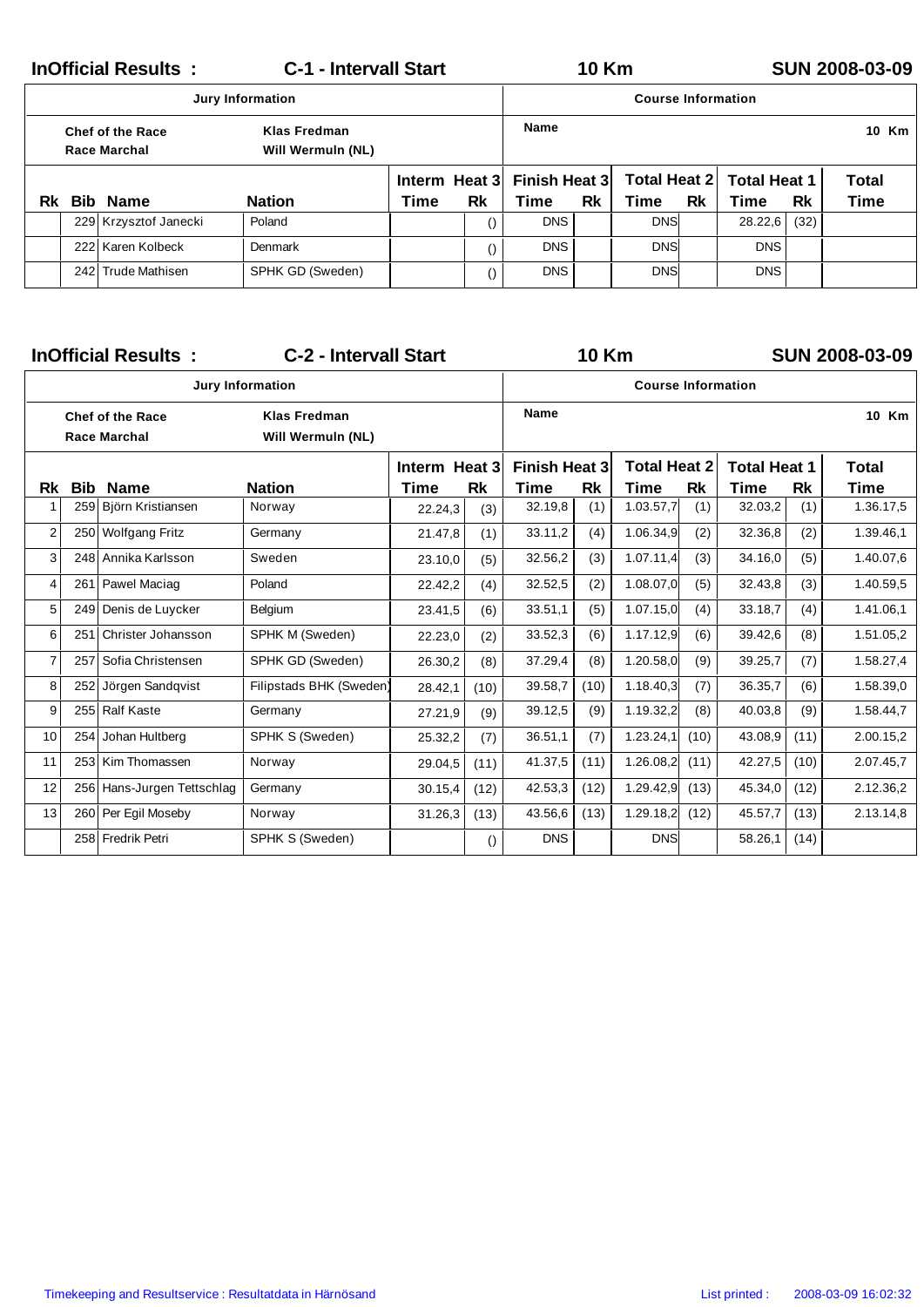## InOfficial Results : C-1 - Intervall Start — 10 Km — SUN 2008-03-09

| Jury Information | | Course Information | |
|---|---|---|---|
| Chef of the Race | Klas Fredman | Name | 10 Km |
| Race Marchal | Will Wermuln (NL) | | |

| Rk | Bib | Name | Nation | Interm Heat 3 Time | Interm Heat 3 Rk | Finish Heat 3 Time | Finish Heat 3 Rk | Total Heat 2 Time | Total Heat 2 Rk | Total Heat 1 Time | Total Heat 1 Rk | Total Time |
|---|---|---|---|---|---|---|---|---|---|---|---|---|
| | 229 | Krzysztof Janecki | Poland | | () | DNS | | DNS | | 28.22,6 | (32) | |
| | 222 | Karen Kolbeck | Denmark | | () | DNS | | DNS | | DNS | | |
| | 242 | Trude Mathisen | SPHK GD (Sweden) | | () | DNS | | DNS | | DNS | | |

## InOfficial Results : C-2 - Intervall Start — 10 Km — SUN 2008-03-09

| Jury Information | | Course Information | |
|---|---|---|---|
| Chef of the Race | Klas Fredman | Name | 10 Km |
| Race Marchal | Will Wermuln (NL) | | |

| Rk | Bib | Name | Nation | Interm Heat 3 Time | Interm Heat 3 Rk | Finish Heat 3 Time | Finish Heat 3 Rk | Total Heat 2 Time | Total Heat 2 Rk | Total Heat 1 Time | Total Heat 1 Rk | Total Time |
|---|---|---|---|---|---|---|---|---|---|---|---|---|
| 1 | 259 | Björn Kristiansen | Norway | 22.24,3 | (3) | 32.19,8 | (1) | 1.03.57,7 | (1) | 32.03,2 | (1) | 1.36.17,5 |
| 2 | 250 | Wolfgang Fritz | Germany | 21.47,8 | (1) | 33.11,2 | (4) | 1.06.34,9 | (2) | 32.36,8 | (2) | 1.39.46,1 |
| 3 | 248 | Annika Karlsson | Sweden | 23.10,0 | (5) | 32.56,2 | (3) | 1.07.11,4 | (3) | 34.16,0 | (5) | 1.40.07,6 |
| 4 | 261 | Pawel Maciag | Poland | 22.42,2 | (4) | 32.52,5 | (2) | 1.08.07,0 | (5) | 32.43,8 | (3) | 1.40.59,5 |
| 5 | 249 | Denis de Luycker | Belgium | 23.41,5 | (6) | 33.51,1 | (5) | 1.07.15,0 | (4) | 33.18,7 | (4) | 1.41.06,1 |
| 6 | 251 | Christer Johansson | SPHK M (Sweden) | 22.23,0 | (2) | 33.52,3 | (6) | 1.17.12,9 | (6) | 39.42,6 | (8) | 1.51.05,2 |
| 7 | 257 | Sofia Christensen | SPHK GD (Sweden) | 26.30,2 | (8) | 37.29,4 | (8) | 1.20.58,0 | (9) | 39.25,7 | (7) | 1.58.27,4 |
| 8 | 252 | Jörgen Sandqvist | Filipstads BHK (Sweden) | 28.42,1 | (10) | 39.58,7 | (10) | 1.18.40,3 | (7) | 36.35,7 | (6) | 1.58.39,0 |
| 9 | 255 | Ralf Kaste | Germany | 27.21,9 | (9) | 39.12,5 | (9) | 1.19.32,2 | (8) | 40.03,8 | (9) | 1.58.44,7 |
| 10 | 254 | Johan Hultberg | SPHK S (Sweden) | 25.32,2 | (7) | 36.51,1 | (7) | 1.23.24,1 | (10) | 43.08,9 | (11) | 2.00.15,2 |
| 11 | 253 | Kim Thomassen | Norway | 29.04,5 | (11) | 41.37,5 | (11) | 1.26.08,2 | (11) | 42.27,5 | (10) | 2.07.45,7 |
| 12 | 256 | Hans-Jurgen Tettschlag | Germany | 30.15,4 | (12) | 42.53,3 | (12) | 1.29.42,9 | (13) | 45.34,0 | (12) | 2.12.36,2 |
| 13 | 260 | Per Egil Moseby | Norway | 31.26,3 | (13) | 43.56,6 | (13) | 1.29.18,2 | (12) | 45.57,7 | (13) | 2.13.14,8 |
| | 258 | Fredrik Petri | SPHK S (Sweden) | | () | DNS | | DNS | | 58.26,1 | (14) | |

Timekeeping and Resultservice : Resultatdata in Härnösand — List printed : 2008-03-09 16:02:32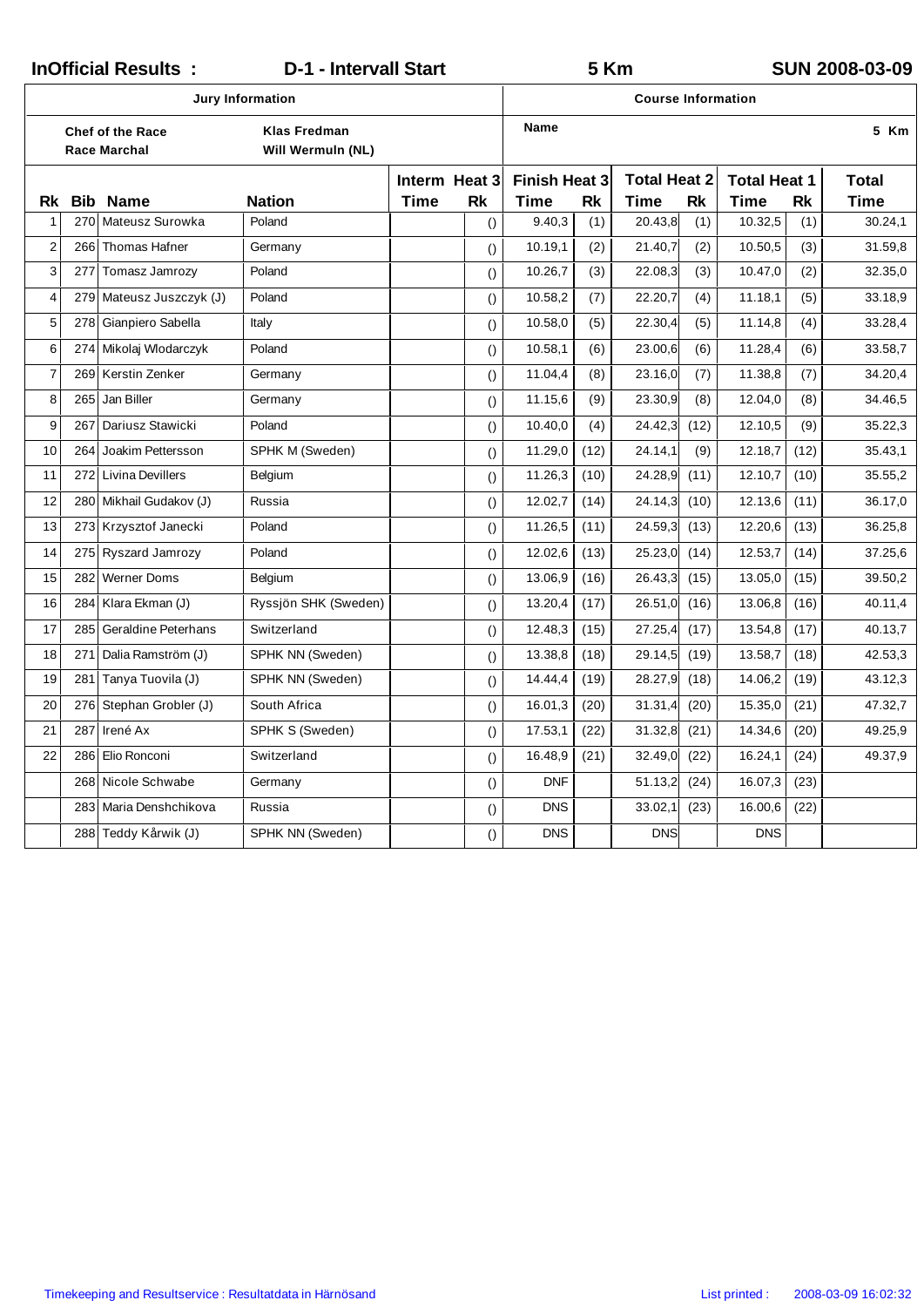**InOfficial Results :** **D-1 - Intervall Start** **5 Km** **SUN 2008-03-09**

| Jury Information | | Course Information | |
|---|---|---|---|
| **Chef of the Race** | **Klas Fredman** | **Name** | **5 Km** |
| **Race Marchal** | **Will Wermuln (NL)** | | |

| Rk | Bib | Name | Nation | Interm Heat 3 Time | Interm Heat 3 Rk | Finish Heat 3 Time | Finish Heat 3 Rk | Total Heat 2 Time | Total Heat 2 Rk | Total Heat 1 Time | Total Heat 1 Rk | Total Time |
|---|---|---|---|---|---|---|---|---|---|---|---|---|
| 1 | 270 | Mateusz Surowka | Poland | | () | 9.40,3 | (1) | 20.43,8 | (1) | 10.32,5 | (1) | 30.24,1 |
| 2 | 266 | Thomas Hafner | Germany | | () | 10.19,1 | (2) | 21.40,7 | (2) | 10.50,5 | (3) | 31.59,8 |
| 3 | 277 | Tomasz Jamrozy | Poland | | () | 10.26,7 | (3) | 22.08,3 | (3) | 10.47,0 | (2) | 32.35,0 |
| 4 | 279 | Mateusz Juszczyk (J) | Poland | | () | 10.58,2 | (7) | 22.20,7 | (4) | 11.18,1 | (5) | 33.18,9 |
| 5 | 278 | Gianpiero Sabella | Italy | | () | 10.58,0 | (5) | 22.30,4 | (5) | 11.14,8 | (4) | 33.28,4 |
| 6 | 274 | Mikolaj Wlodarczyk | Poland | | () | 10.58,1 | (6) | 23.00,6 | (6) | 11.28,4 | (6) | 33.58,7 |
| 7 | 269 | Kerstin Zenker | Germany | | () | 11.04,4 | (8) | 23.16,0 | (7) | 11.38,8 | (7) | 34.20,4 |
| 8 | 265 | Jan Biller | Germany | | () | 11.15,6 | (9) | 23.30,9 | (8) | 12.04,0 | (8) | 34.46,5 |
| 9 | 267 | Dariusz Stawicki | Poland | | () | 10.40,0 | (4) | 24.42,3 | (12) | 12.10,5 | (9) | 35.22,3 |
| 10 | 264 | Joakim Pettersson | SPHK M (Sweden) | | () | 11.29,0 | (12) | 24.14,1 | (9) | 12.18,7 | (12) | 35.43,1 |
| 11 | 272 | Livina Devillers | Belgium | | () | 11.26,3 | (10) | 24.28,9 | (11) | 12.10,7 | (10) | 35.55,2 |
| 12 | 280 | Mikhail Gudakov (J) | Russia | | () | 12.02,7 | (14) | 24.14,3 | (10) | 12.13,6 | (11) | 36.17,0 |
| 13 | 273 | Krzysztof Janecki | Poland | | () | 11.26,5 | (11) | 24.59,3 | (13) | 12.20,6 | (13) | 36.25,8 |
| 14 | 275 | Ryszard Jamrozy | Poland | | () | 12.02,6 | (13) | 25.23,0 | (14) | 12.53,7 | (14) | 37.25,6 |
| 15 | 282 | Werner Doms | Belgium | | () | 13.06,9 | (16) | 26.43,3 | (15) | 13.05,0 | (15) | 39.50,2 |
| 16 | 284 | Klara Ekman (J) | Ryssjön SHK (Sweden) | | () | 13.20,4 | (17) | 26.51,0 | (16) | 13.06,8 | (16) | 40.11,4 |
| 17 | 285 | Geraldine Peterhans | Switzerland | | () | 12.48,3 | (15) | 27.25,4 | (17) | 13.54,8 | (17) | 40.13,7 |
| 18 | 271 | Dalia Ramström (J) | SPHK NN (Sweden) | | () | 13.38,8 | (18) | 29.14,5 | (19) | 13.58,7 | (18) | 42.53,3 |
| 19 | 281 | Tanya Tuovila (J) | SPHK NN (Sweden) | | () | 14.44,4 | (19) | 28.27,9 | (18) | 14.06,2 | (19) | 43.12,3 |
| 20 | 276 | Stephan Grobler (J) | South Africa | | () | 16.01,3 | (20) | 31.31,4 | (20) | 15.35,0 | (21) | 47.32,7 |
| 21 | 287 | Irené Ax | SPHK S (Sweden) | | () | 17.53,1 | (22) | 31.32,8 | (21) | 14.34,6 | (20) | 49.25,9 |
| 22 | 286 | Elio Ronconi | Switzerland | | () | 16.48,9 | (21) | 32.49,0 | (22) | 16.24,1 | (24) | 49.37,9 |
| | 268 | Nicole Schwabe | Germany | | () | DNF | | 51.13,2 | (24) | 16.07,3 | (23) | |
| | 283 | Maria Denshchikova | Russia | | () | DNS | | 33.02,1 | (23) | 16.00,6 | (22) | |
| | 288 | Teddy Kårwik (J) | SPHK NN (Sweden) | | () | DNS | | DNS | | DNS | | |

Timekeeping and Resultservice : Resultatdata in Härnösand    List printed : 2008-03-09 16:02:32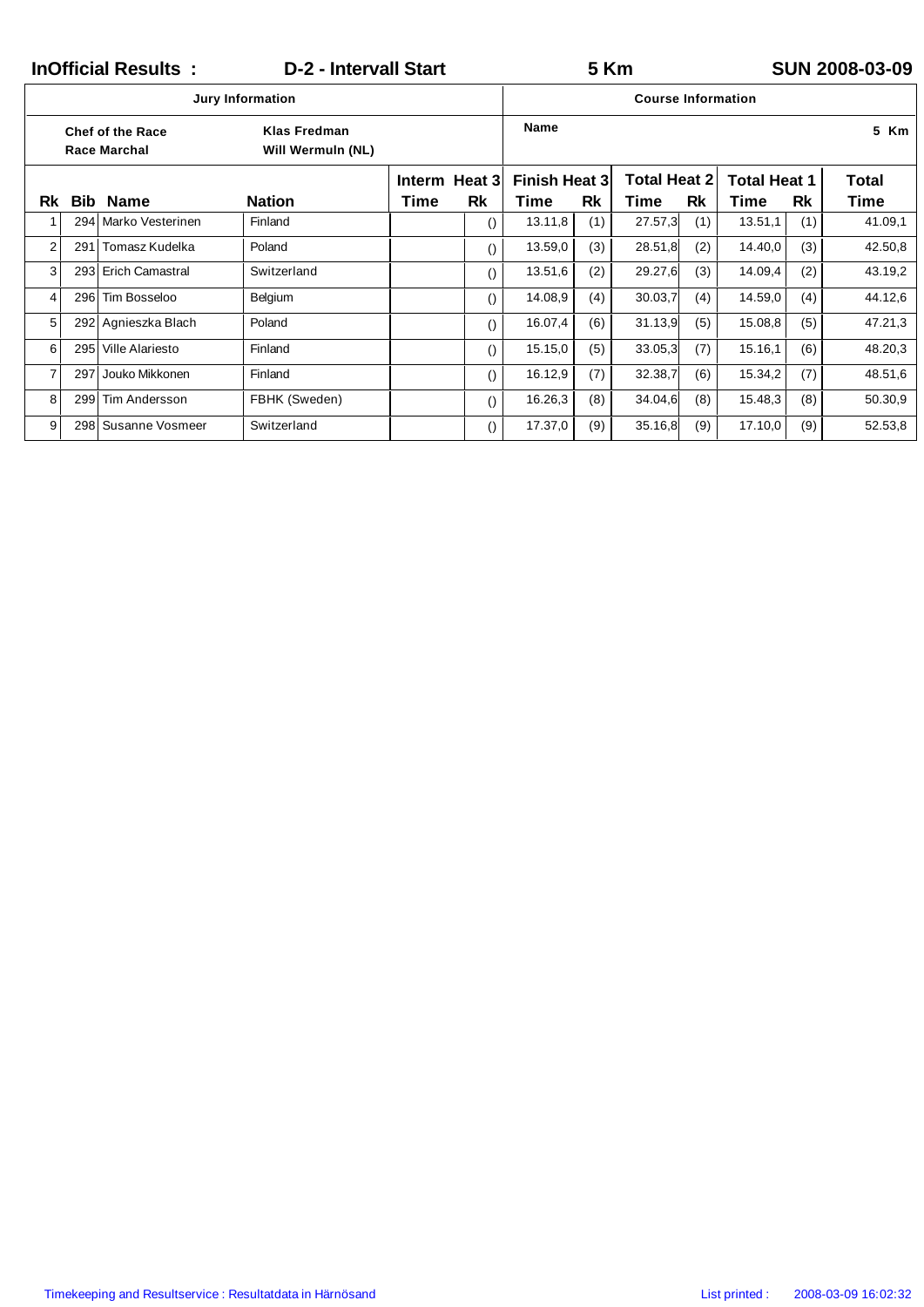**InOfficial Results : D-2 - Intervall Start 5 Km SUN 2008-03-09**

| Jury Information | | Course Information | |
|---|---|---|---|
| **Chef of the Race** | **Klas Fredman** | **Name** | **5 Km** |
| **Race Marchal** | **Will Wermuln (NL)** | | |

| Rk | Bib | Name | Nation | Interm Heat 3 Time | Interm Heat 3 Rk | Finish Heat 3 Time | Finish Heat 3 Rk | Total Heat 2 Time | Total Heat 2 Rk | Total Heat 1 Time | Total Heat 1 Rk | Total Time |
|---|---|---|---|---|---|---|---|---|---|---|---|---|
| 1 | 294 | Marko Vesterinen | Finland | | () | 13.11,8 | (1) | 27.57,3 | (1) | 13.51,1 | (1) | 41.09,1 |
| 2 | 291 | Tomasz Kudelka | Poland | | () | 13.59,0 | (3) | 28.51,8 | (2) | 14.40,0 | (3) | 42.50,8 |
| 3 | 293 | Erich Camastral | Switzerland | | () | 13.51,6 | (2) | 29.27,6 | (3) | 14.09,4 | (2) | 43.19,2 |
| 4 | 296 | Tim Bosseloo | Belgium | | () | 14.08,9 | (4) | 30.03,7 | (4) | 14.59,0 | (4) | 44.12,6 |
| 5 | 292 | Agnieszka Blach | Poland | | () | 16.07,4 | (6) | 31.13,9 | (5) | 15.08,8 | (5) | 47.21,3 |
| 6 | 295 | Ville Alariesto | Finland | | () | 15.15,0 | (5) | 33.05,3 | (7) | 15.16,1 | (6) | 48.20,3 |
| 7 | 297 | Jouko Mikkonen | Finland | | () | 16.12,9 | (7) | 32.38,7 | (6) | 15.34,2 | (7) | 48.51,6 |
| 8 | 299 | Tim Andersson | FBHK (Sweden) | | () | 16.26,3 | (8) | 34.04,6 | (8) | 15.48,3 | (8) | 50.30,9 |
| 9 | 298 | Susanne Vosmeer | Switzerland | | () | 17.37,0 | (9) | 35.16,8 | (9) | 17.10,0 | (9) | 52.53,8 |

Timekeeping and Resultservice : Resultatdata in Härnösand

List printed : 2008-03-09 16:02:32